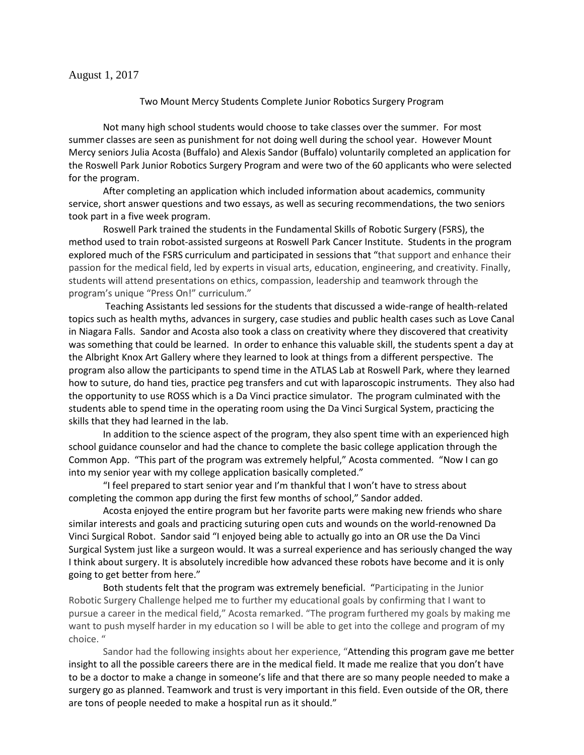August 1, 2017

## Two Mount Mercy Students Complete Junior Robotics Surgery Program

Not many high school students would choose to take classes over the summer. For most summer classes are seen as punishment for not doing well during the school year. However Mount Mercy seniors Julia Acosta (Buffalo) and Alexis Sandor (Buffalo) voluntarily completed an application for the Roswell Park Junior Robotics Surgery Program and were two of the 60 applicants who were selected for the program.

After completing an application which included information about academics, community service, short answer questions and two essays, as well as securing recommendations, the two seniors took part in a five week program.

Roswell Park trained the students in the Fundamental Skills of Robotic Surgery (FSRS), the method used to train robot-assisted surgeons at Roswell Park Cancer Institute. Students in the program explored much of the FSRS curriculum and participated in sessions that "that support and enhance their passion for the medical field, led by experts in visual arts, education, engineering, and creativity. Finally, students will attend presentations on ethics, compassion, leadership and teamwork through the program's unique "Press On!" curriculum."

Teaching Assistants led sessions for the students that discussed a wide-range of health-related topics such as health myths, advances in surgery, case studies and public health cases such as Love Canal in Niagara Falls. Sandor and Acosta also took a class on creativity where they discovered that creativity was something that could be learned. In order to enhance this valuable skill, the students spent a day at the Albright Knox Art Gallery where they learned to look at things from a different perspective. The program also allow the participants to spend time in the ATLAS Lab at Roswell Park, where they learned how to suture, do hand ties, practice peg transfers and cut with laparoscopic instruments. They also had the opportunity to use ROSS which is a Da Vinci practice simulator. The program culminated with the students able to spend time in the operating room using the Da Vinci Surgical System, practicing the skills that they had learned in the lab.

In addition to the science aspect of the program, they also spent time with an experienced high school guidance counselor and had the chance to complete the basic college application through the Common App. "This part of the program was extremely helpful," Acosta commented. "Now I can go into my senior year with my college application basically completed."

"I feel prepared to start senior year and I'm thankful that I won't have to stress about completing the common app during the first few months of school," Sandor added.

Acosta enjoyed the entire program but her favorite parts were making new friends who share similar interests and goals and practicing suturing open cuts and wounds on the world-renowned Da Vinci Surgical Robot. Sandor said "I enjoyed being able to actually go into an OR use the Da Vinci Surgical System just like a surgeon would. It was a surreal experience and has seriously changed the way I think about surgery. It is absolutely incredible how advanced these robots have become and it is only going to get better from here."

Both students felt that the program was extremely beneficial. "Participating in the Junior Robotic Surgery Challenge helped me to further my educational goals by confirming that I want to pursue a career in the medical field," Acosta remarked. "The program furthered my goals by making me want to push myself harder in my education so I will be able to get into the college and program of my choice. "

Sandor had the following insights about her experience, "Attending this program gave me better insight to all the possible careers there are in the medical field. It made me realize that you don't have to be a doctor to make a change in someone's life and that there are so many people needed to make a surgery go as planned. Teamwork and trust is very important in this field. Even outside of the OR, there are tons of people needed to make a hospital run as it should."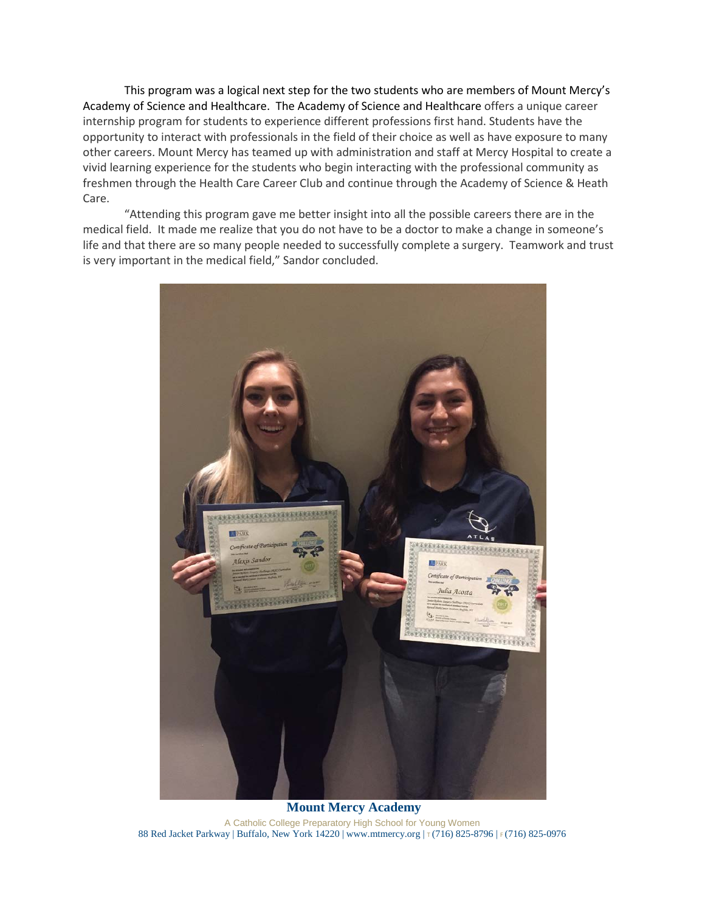This program was a logical next step for the two students who are members of Mount Mercy's Academy of Science and Healthcare. The Academy of Science and Healthcare offers a unique career internship program for students to experience different professions first hand. Students have the opportunity to interact with professionals in the field of their choice as well as have exposure to many other careers. Mount Mercy has teamed up with administration and staff at Mercy Hospital to create a vivid learning experience for the students who begin interacting with the professional community as freshmen through the Health Care Career Club and continue through the Academy of Science & Heath Care.

"Attending this program gave me better insight into all the possible careers there are in the medical field. It made me realize that you do not have to be a doctor to make a change in someone's life and that there are so many people needed to successfully complete a surgery. Teamwork and trust is very important in the medical field," Sandor concluded.

**Mount Mercy Academy**

A Catholic College Preparatory High School for Young Women

88 Red Jacket Parkway | Buffalo, New York 14220 | www.mtmercy.org | T (716) 825-8796 | F (716) 825-0976